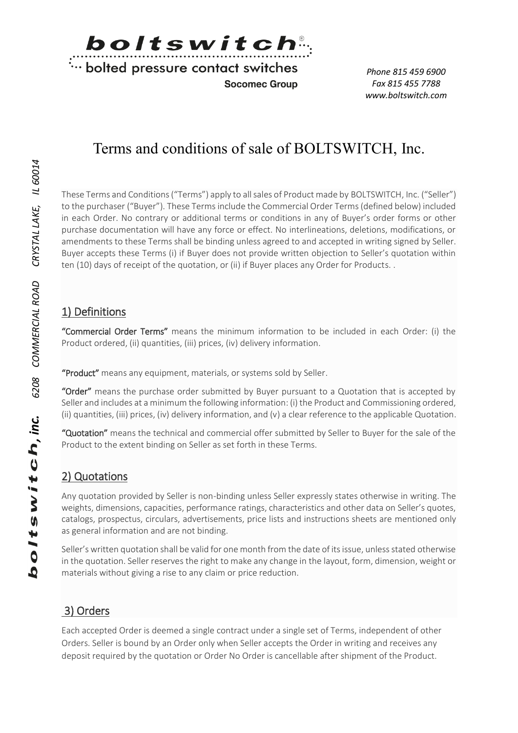# Terms and conditions of sale of BOLTSWITCH, Inc.

These Terms and Conditions ("Terms") apply to all sales of Product made by BOLTSWITCH, Inc. ("Seller") to the purchaser ("Buyer"). These Terms include the Commercial Order Terms (defined below) included in each Order. No contrary or additional terms or conditions in any of Buyer's order forms or other purchase documentation will have any force or effect. No interlineations, deletions, modifications, or amendments to these Terms shall be binding unless agreed to and accepted in writing signed by Seller. Buyer accepts these Terms (i) if Buyer does not provide written objection to Seller's quotation within ten (10) days of receipt of the quotation, or (ii) if Buyer places any Order for Products. .

## 1) Definitions

**"Commercial Order Terms"** means the minimum information to be included in each Order: (i) the Product ordered, (ii) quantities, (iii) prices, (iv) delivery information.

**"Product"** means any equipment, materials, or systems sold by Seller.

**"Order"** means the purchase order submitted by Buyer pursuant to a Quotation that is accepted by Seller and includes at a minimum the following information: (i) the Product and Commissioning ordered, (ii) quantities, (iii) prices, (iv) delivery information, and (v) a clear reference to the applicable Quotation.

**"Quotation"** means the technical and commercial offer submitted by Seller to Buyer for the sale of the Product to the extent binding on Seller as set forth in these Terms.

## 2) Quotations

Any quotation provided by Seller is non-binding unless Seller expressly states otherwise in writing. The weights, dimensions, capacities, performance ratings, characteristics and other data on Seller's quotes, catalogs, prospectus, circulars, advertisements, price lists and instructions sheets are mentioned only as general information and are not binding.

Seller's written quotation shall be valid for one month from the date of its issue, unless stated otherwise in the quotation. Seller reserves the right to make any change in the layout, form, dimension, weight or materials without giving a rise to any claim or price reduction.

## 3) Orders

Each accepted Order is deemed a single contract under a single set of Terms, independent of other Orders. Seller is bound by an Order only when Seller accepts the Order in writing and receives any deposit required by the quotation or Order No Order is cancellable after shipment of the Product.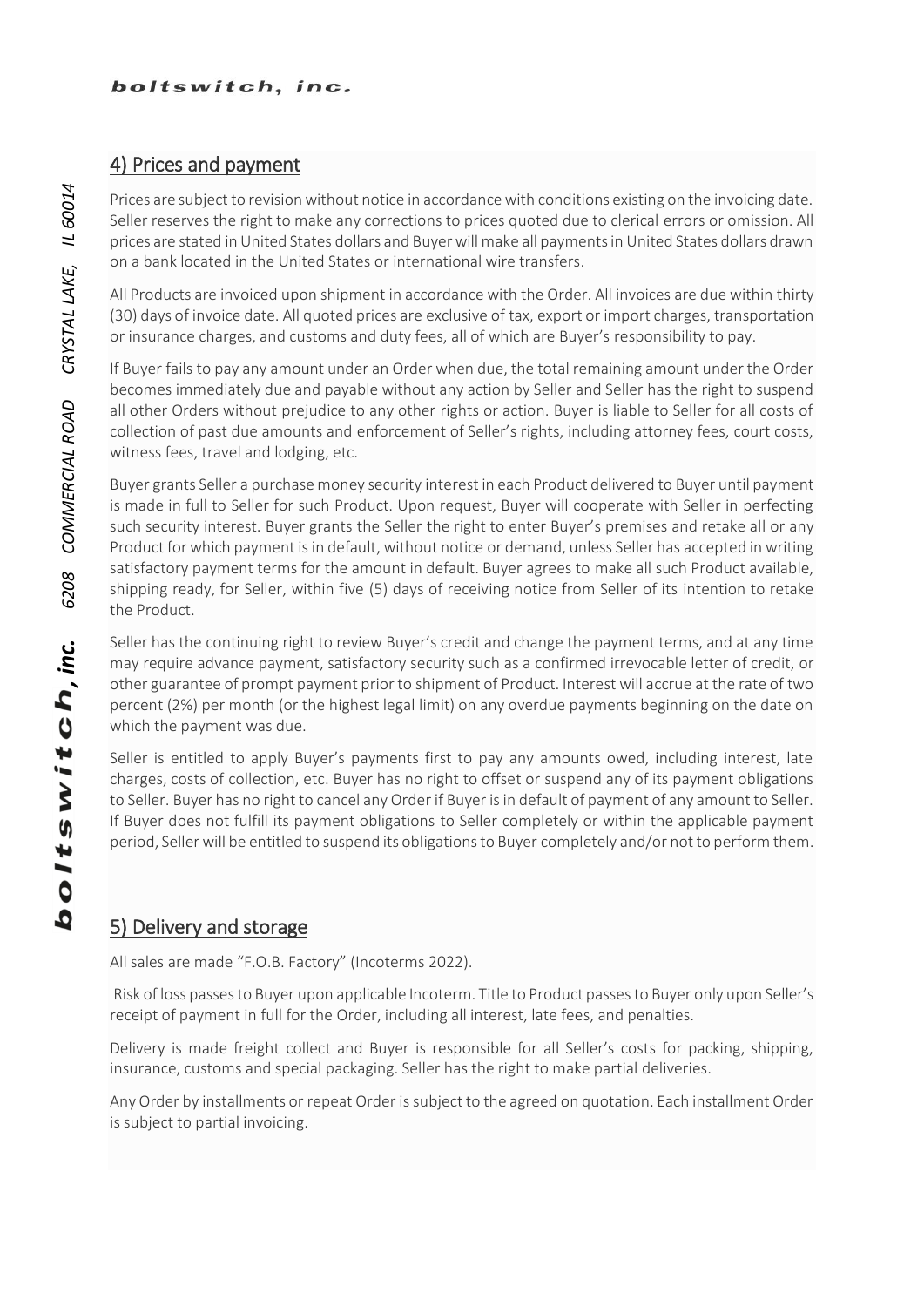## 4) Prices and payment

Prices are subject to revision without notice in accordance with conditions existing on the invoicing date. Seller reserves the right to make any corrections to prices quoted due to clerical errors or omission. All prices are stated in United States dollars and Buyer will make all payments in United States dollars drawn on a bank located in the United States or international wire transfers.

All Products are invoiced upon shipment in accordance with the Order. All invoices are due within thirty (30) days of invoice date. All quoted prices are exclusive of tax, export or import charges, transportation or insurance charges, and customs and duty fees, all of which are Buyer's responsibility to pay.

If Buyer fails to pay any amount under an Order when due, the total remaining amount under the Order becomes immediately due and payable without any action by Seller and Seller has the right to suspend all other Orders without prejudice to any other rights or action. Buyer is liable to Seller for all costs of collection of past due amounts and enforcement of Seller's rights, including attorney fees, court costs, witness fees, travel and lodging, etc.

Buyer grants Seller a purchase money security interest in each Product delivered to Buyer until payment is made in full to Seller for such Product. Upon request, Buyer will cooperate with Seller in perfecting such security interest. Buyer grants the Seller the right to enter Buyer's premises and retake all or any Product for which payment is in default, without notice or demand, unless Seller has accepted in writing satisfactory payment terms for the amount in default. Buyer agrees to make all such Product available, shipping ready, for Seller, within five (5) days of receiving notice from Seller of its intention to retake the Product.

Seller has the continuing right to review Buyer's credit and change the payment terms, and at any time may require advance payment, satisfactory security such as a confirmed irrevocable letter of credit, or other guarantee of prompt payment prior to shipment of Product. Interest will accrue at the rate of two percent (2%) per month (or the highest legal limit) on any overdue payments beginning on the date on which the payment was due.

Seller is entitled to apply Buyer's payments first to pay any amounts owed, including interest, late charges, costs of collection, etc. Buyer has no right to offset or suspend any of its payment obligations to Seller. Buyer has no right to cancel any Order if Buyer is in default of payment of any amount to Seller. If Buyer does not fulfill its payment obligations to Seller completely or within the applicable payment period, Seller will be entitled to suspend its obligations to Buyer completely and/or not to perform them.

## 5) Delivery and storage

All sales are made "F.O.B. Factory" (Incoterms 2022).

Risk of loss passes to Buyer upon applicable Incoterm. Title to Product passes to Buyer only upon Seller's receipt of payment in full for the Order, including all interest, late fees, and penalties.

Delivery is made freight collect and Buyer is responsible for all Seller's costs for packing, shipping, insurance, customs and special packaging. Seller has the right to make partial deliveries.

Any Order by installments or repeat Order is subject to the agreed on quotation. Each installment Order is subject to partial invoicing.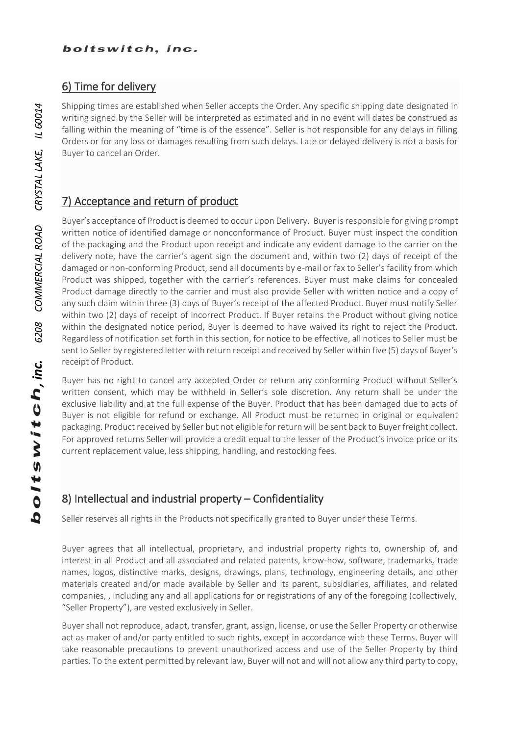## 6) Time for delivery

Shipping times are established when Seller accepts the Order. Any specific shipping date designated in writing signed by the Seller will be interpreted as estimated and in no event will dates be construed as falling within the meaning of "time is of the essence". Seller is not responsible for any delays in filling Orders or for any loss or damages resulting from such delays. Late or delayed delivery is not a basis for Buyer to cancel an Order.

## 7) Acceptance and return of product

Buyer's acceptance of Product is deemed to occur upon Delivery. Buyer is responsible for giving prompt written notice of identified damage or nonconformance of Product. Buyer must inspect the condition of the packaging and the Product upon receipt and indicate any evident damage to the carrier on the delivery note, have the carrier's agent sign the document and, within two (2) days of receipt of the damaged or non-conforming Product, send all documents by e-mail or fax to Seller's facility from which Product was shipped, together with the carrier's references. Buyer must make claims for concealed Product damage directly to the carrier and must also provide Seller with written notice and a copy of any such claim within three (3) days of Buyer's receipt of the affected Product. Buyer must notify Seller within two (2) days of receipt of incorrect Product. If Buyer retains the Product without giving notice within the designated notice period, Buyer is deemed to have waived its right to reject the Product. Regardless of notification set forth in this section, for notice to be effective, all notices to Seller must be sent to Seller by registered letter with return receipt and received by Seller within five (5) days of Buyer's receipt of Product.

Buyer has no right to cancel any accepted Order or return any conforming Product without Seller's written consent, which may be withheld in Seller's sole discretion. Any return shall be under the exclusive liability and at the full expense of the Buyer. Product that has been damaged due to acts of Buyer is not eligible for refund or exchange. All Product must be returned in original or equivalent packaging. Product received by Seller but not eligible for return will be sent back to Buyer freight collect. For approved returns Seller will provide a credit equal to the lesser of the Product's invoice price or its current replacement value, less shipping, handling, and restocking fees.

## 8) Intellectual and industrial property – Confidentiality

Seller reserves all rights in the Products not specifically granted to Buyer under these Terms.

Buyer agrees that all intellectual, proprietary, and industrial property rights to, ownership of, and interest in all Product and all associated and related patents, know-how, software, trademarks, trade names, logos, distinctive marks, designs, drawings, plans, technology, engineering details, and other materials created and/or made available by Seller and its parent, subsidiaries, affiliates, and related companies, , including any and all applications for or registrations of any of the foregoing (collectively, "Seller Property"), are vested exclusively in Seller.

Buyer shall not reproduce, adapt, transfer, grant, assign, license, or use the Seller Property or otherwise act as maker of and/or party entitled to such rights, except in accordance with these Terms. Buyer will take reasonable precautions to prevent unauthorized access and use of the Seller Property by third parties. To the extent permitted by relevant law, Buyer will not and will not allow any third party to copy,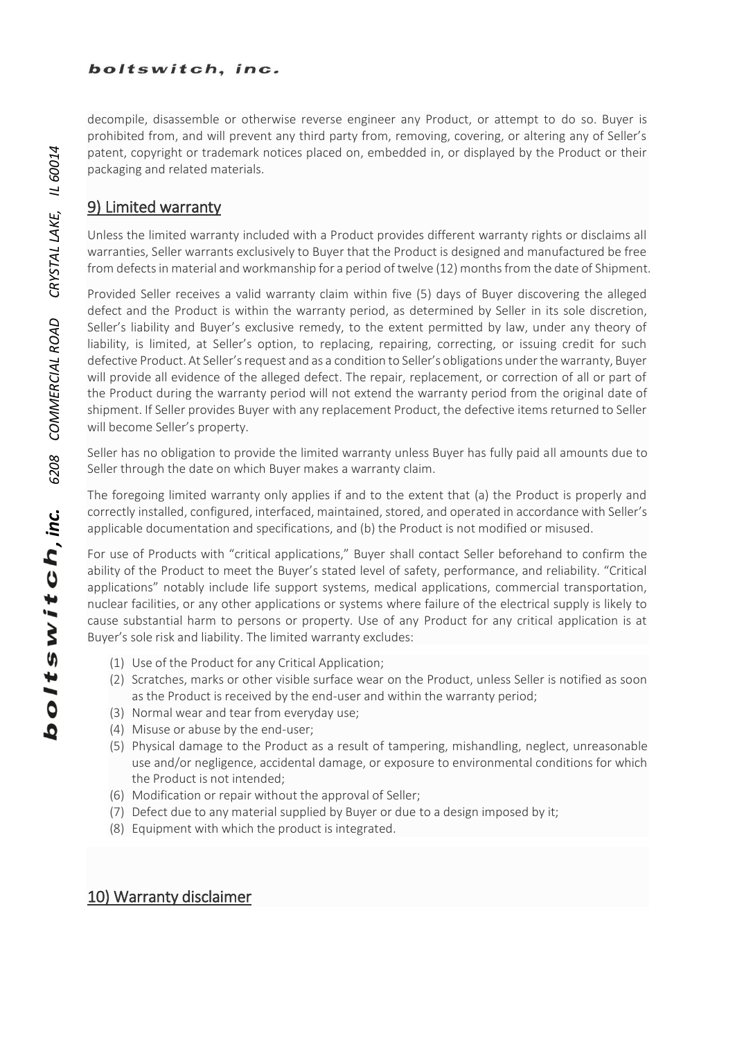decompile, disassemble or otherwise reverse engineer any Product, or attempt to do so. Buyer is prohibited from, and will prevent any third party from, removing, covering, or altering any of Seller's patent, copyright or trademark notices placed on, embedded in, or displayed by the Product or their packaging and related materials.

## 9) Limited warranty

Unless the limited warranty included with a Product provides different warranty rights or disclaims all warranties, Seller warrants exclusively to Buyer that the Product is designed and manufactured be free from defects in material and workmanship for a period of twelve (12) months from the date of Shipment.

Provided Seller receives a valid warranty claim within five (5) days of Buyer discovering the alleged defect and the Product is within the warranty period, as determined by Seller in its sole discretion, Seller's liability and Buyer's exclusive remedy, to the extent permitted by law, under any theory of liability, is limited, at Seller's option, to replacing, repairing, correcting, or issuing credit for such defective Product. At Seller's request and as a condition to Seller's obligations under the warranty, Buyer will provide all evidence of the alleged defect. The repair, replacement, or correction of all or part of the Product during the warranty period will not extend the warranty period from the original date of shipment. If Seller provides Buyer with any replacement Product, the defective items returned to Seller will become Seller's property.

Seller has no obligation to provide the limited warranty unless Buyer has fully paid all amounts due to Seller through the date on which Buyer makes a warranty claim.

The foregoing limited warranty only applies if and to the extent that (a) the Product is properly and correctly installed, configured, interfaced, maintained, stored, and operated in accordance with Seller's applicable documentation and specifications, and (b) the Product is not modified or misused.

For use of Products with "critical applications," Buyer shall contact Seller beforehand to confirm the ability of the Product to meet the Buyer's stated level of safety, performance, and reliability. "Critical applications" notably include life support systems, medical applications, commercial transportation, nuclear facilities, or any other applications or systems where failure of the electrical supply is likely to cause substantial harm to persons or property. Use of any Product for any critical application is at Buyer's sole risk and liability. The limited warranty excludes:

(1) Use of the Product for any Critical Application;
(2) Scratches, marks or other visible surface wear on the Product, unless Seller is notified as soon as the Product is received by the end-user and within the warranty period;
(3) Normal wear and tear from everyday use;
(4) Misuse or abuse by the end-user;
(5) Physical damage to the Product as a result of tampering, mishandling, neglect, unreasonable use and/or negligence, accidental damage, or exposure to environmental conditions for which the Product is not intended;
(6) Modification or repair without the approval of Seller;
(7) Defect due to any material supplied by Buyer or due to a design imposed by it;
(8) Equipment with which the product is integrated.

## 10) Warranty disclaimer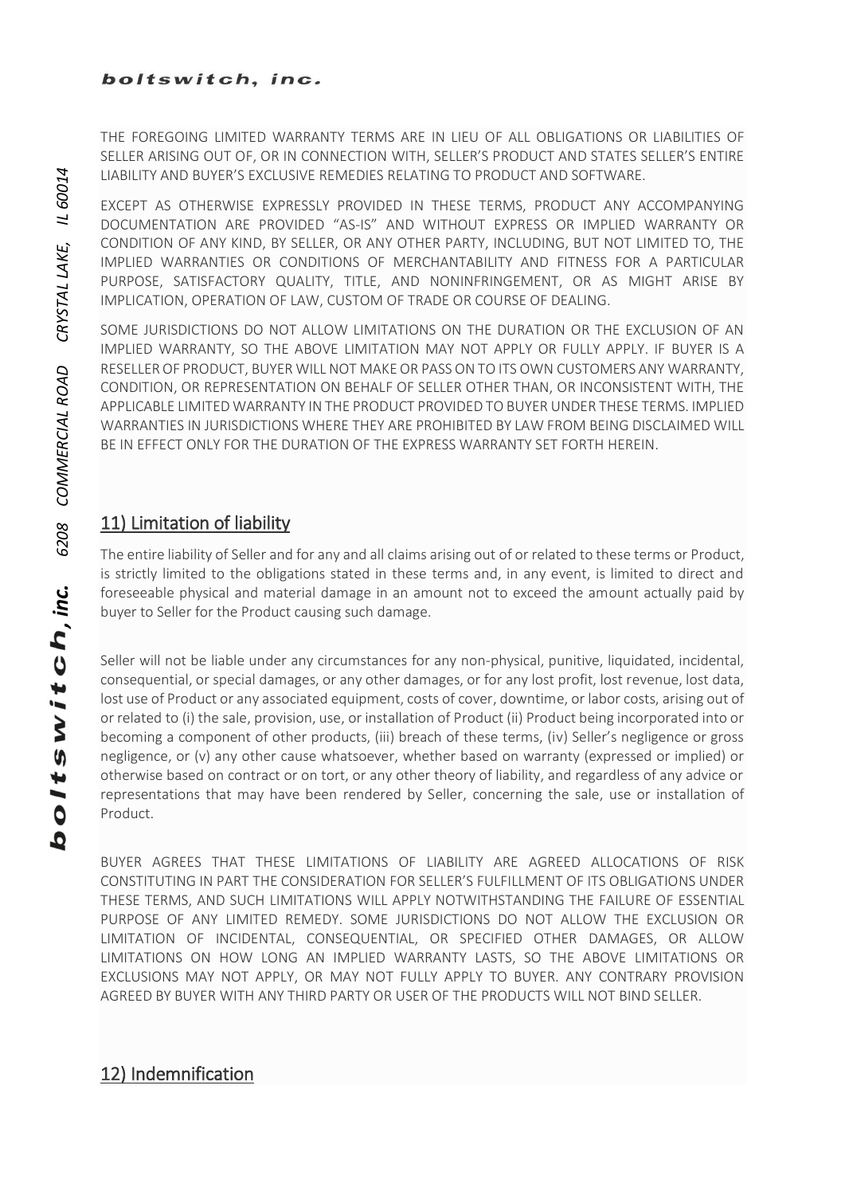THE FOREGOING LIMITED WARRANTY TERMS ARE IN LIEU OF ALL OBLIGATIONS OR LIABILITIES OF SELLER ARISING OUT OF, OR IN CONNECTION WITH, SELLER'S PRODUCT AND STATES SELLER'S ENTIRE LIABILITY AND BUYER'S EXCLUSIVE REMEDIES RELATING TO PRODUCT AND SOFTWARE.

EXCEPT AS OTHERWISE EXPRESSLY PROVIDED IN THESE TERMS, PRODUCT ANY ACCOMPANYING DOCUMENTATION ARE PROVIDED "AS-IS" AND WITHOUT EXPRESS OR IMPLIED WARRANTY OR CONDITION OF ANY KIND, BY SELLER, OR ANY OTHER PARTY, INCLUDING, BUT NOT LIMITED TO, THE IMPLIED WARRANTIES OR CONDITIONS OF MERCHANTABILITY AND FITNESS FOR A PARTICULAR PURPOSE, SATISFACTORY QUALITY, TITLE, AND NONINFRINGEMENT, OR AS MIGHT ARISE BY IMPLICATION, OPERATION OF LAW, CUSTOM OF TRADE OR COURSE OF DEALING.

SOME JURISDICTIONS DO NOT ALLOW LIMITATIONS ON THE DURATION OR THE EXCLUSION OF AN IMPLIED WARRANTY, SO THE ABOVE LIMITATION MAY NOT APPLY OR FULLY APPLY. IF BUYER IS A RESELLER OF PRODUCT, BUYER WILL NOT MAKE OR PASS ON TO ITS OWN CUSTOMERS ANY WARRANTY, CONDITION, OR REPRESENTATION ON BEHALF OF SELLER OTHER THAN, OR INCONSISTENT WITH, THE APPLICABLE LIMITED WARRANTY IN THE PRODUCT PROVIDED TO BUYER UNDER THESE TERMS. IMPLIED WARRANTIES IN JURISDICTIONS WHERE THEY ARE PROHIBITED BY LAW FROM BEING DISCLAIMED WILL BE IN EFFECT ONLY FOR THE DURATION OF THE EXPRESS WARRANTY SET FORTH HEREIN.

## 11) Limitation of liability

The entire liability of Seller and for any and all claims arising out of or related to these terms or Product, is strictly limited to the obligations stated in these terms and, in any event, is limited to direct and foreseeable physical and material damage in an amount not to exceed the amount actually paid by buyer to Seller for the Product causing such damage.

Seller will not be liable under any circumstances for any non-physical, punitive, liquidated, incidental, consequential, or special damages, or any other damages, or for any lost profit, lost revenue, lost data, lost use of Product or any associated equipment, costs of cover, downtime, or labor costs, arising out of or related to (i) the sale, provision, use, or installation of Product (ii) Product being incorporated into or becoming a component of other products, (iii) breach of these terms, (iv) Seller's negligence or gross negligence, or (v) any other cause whatsoever, whether based on warranty (expressed or implied) or otherwise based on contract or on tort, or any other theory of liability, and regardless of any advice or representations that may have been rendered by Seller, concerning the sale, use or installation of Product.

BUYER AGREES THAT THESE LIMITATIONS OF LIABILITY ARE AGREED ALLOCATIONS OF RISK CONSTITUTING IN PART THE CONSIDERATION FOR SELLER'S FULFILLMENT OF ITS OBLIGATIONS UNDER THESE TERMS, AND SUCH LIMITATIONS WILL APPLY NOTWITHSTANDING THE FAILURE OF ESSENTIAL PURPOSE OF ANY LIMITED REMEDY. SOME JURISDICTIONS DO NOT ALLOW THE EXCLUSION OR LIMITATION OF INCIDENTAL, CONSEQUENTIAL, OR SPECIFIED OTHER DAMAGES, OR ALLOW LIMITATIONS ON HOW LONG AN IMPLIED WARRANTY LASTS, SO THE ABOVE LIMITATIONS OR EXCLUSIONS MAY NOT APPLY, OR MAY NOT FULLY APPLY TO BUYER. ANY CONTRARY PROVISION AGREED BY BUYER WITH ANY THIRD PARTY OR USER OF THE PRODUCTS WILL NOT BIND SELLER.

## 12) Indemnification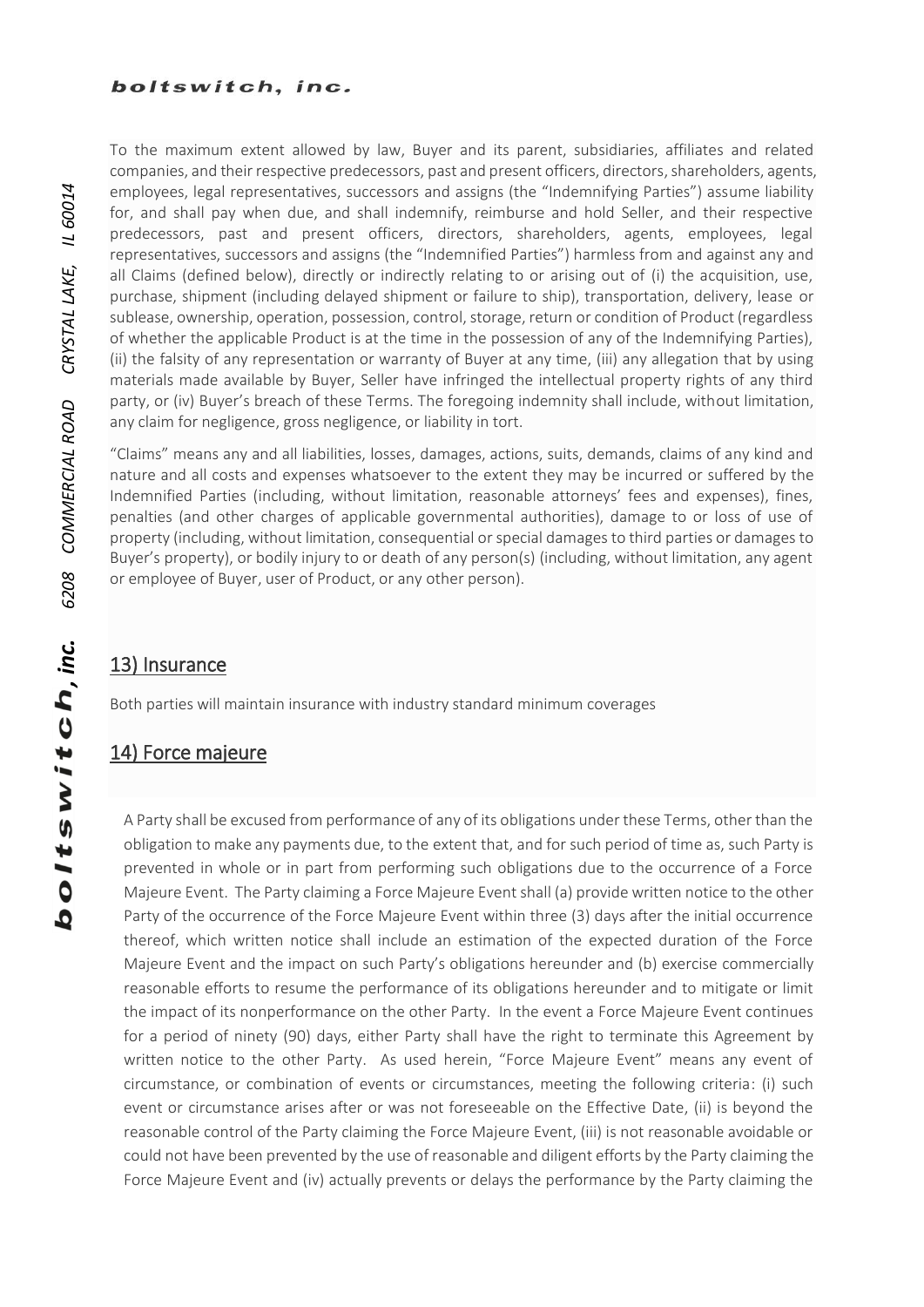To the maximum extent allowed by law, Buyer and its parent, subsidiaries, affiliates and related companies, and their respective predecessors, past and present officers, directors, shareholders, agents, employees, legal representatives, successors and assigns (the "Indemnifying Parties") assume liability for, and shall pay when due, and shall indemnify, reimburse and hold Seller, and their respective predecessors, past and present officers, directors, shareholders, agents, employees, legal representatives, successors and assigns (the "Indemnified Parties") harmless from and against any and all Claims (defined below), directly or indirectly relating to or arising out of (i) the acquisition, use, purchase, shipment (including delayed shipment or failure to ship), transportation, delivery, lease or sublease, ownership, operation, possession, control, storage, return or condition of Product (regardless of whether the applicable Product is at the time in the possession of any of the Indemnifying Parties), (ii) the falsity of any representation or warranty of Buyer at any time, (iii) any allegation that by using materials made available by Buyer, Seller have infringed the intellectual property rights of any third party, or (iv) Buyer's breach of these Terms. The foregoing indemnity shall include, without limitation, any claim for negligence, gross negligence, or liability in tort.

"Claims" means any and all liabilities, losses, damages, actions, suits, demands, claims of any kind and nature and all costs and expenses whatsoever to the extent they may be incurred or suffered by the Indemnified Parties (including, without limitation, reasonable attorneys' fees and expenses), fines, penalties (and other charges of applicable governmental authorities), damage to or loss of use of property (including, without limitation, consequential or special damages to third parties or damages to Buyer's property), or bodily injury to or death of any person(s) (including, without limitation, any agent or employee of Buyer, user of Product, or any other person).

## 13) Insurance

Both parties will maintain insurance with industry standard minimum coverages

## 14) Force majeure

A Party shall be excused from performance of any of its obligations under these Terms, other than the obligation to make any payments due, to the extent that, and for such period of time as, such Party is prevented in whole or in part from performing such obligations due to the occurrence of a Force Majeure Event. The Party claiming a Force Majeure Event shall (a) provide written notice to the other Party of the occurrence of the Force Majeure Event within three (3) days after the initial occurrence thereof, which written notice shall include an estimation of the expected duration of the Force Majeure Event and the impact on such Party's obligations hereunder and (b) exercise commercially reasonable efforts to resume the performance of its obligations hereunder and to mitigate or limit the impact of its nonperformance on the other Party. In the event a Force Majeure Event continues for a period of ninety (90) days, either Party shall have the right to terminate this Agreement by written notice to the other Party. As used herein, "Force Majeure Event" means any event of circumstance, or combination of events or circumstances, meeting the following criteria: (i) such event or circumstance arises after or was not foreseeable on the Effective Date, (ii) is beyond the reasonable control of the Party claiming the Force Majeure Event, (iii) is not reasonable avoidable or could not have been prevented by the use of reasonable and diligent efforts by the Party claiming the Force Majeure Event and (iv) actually prevents or delays the performance by the Party claiming the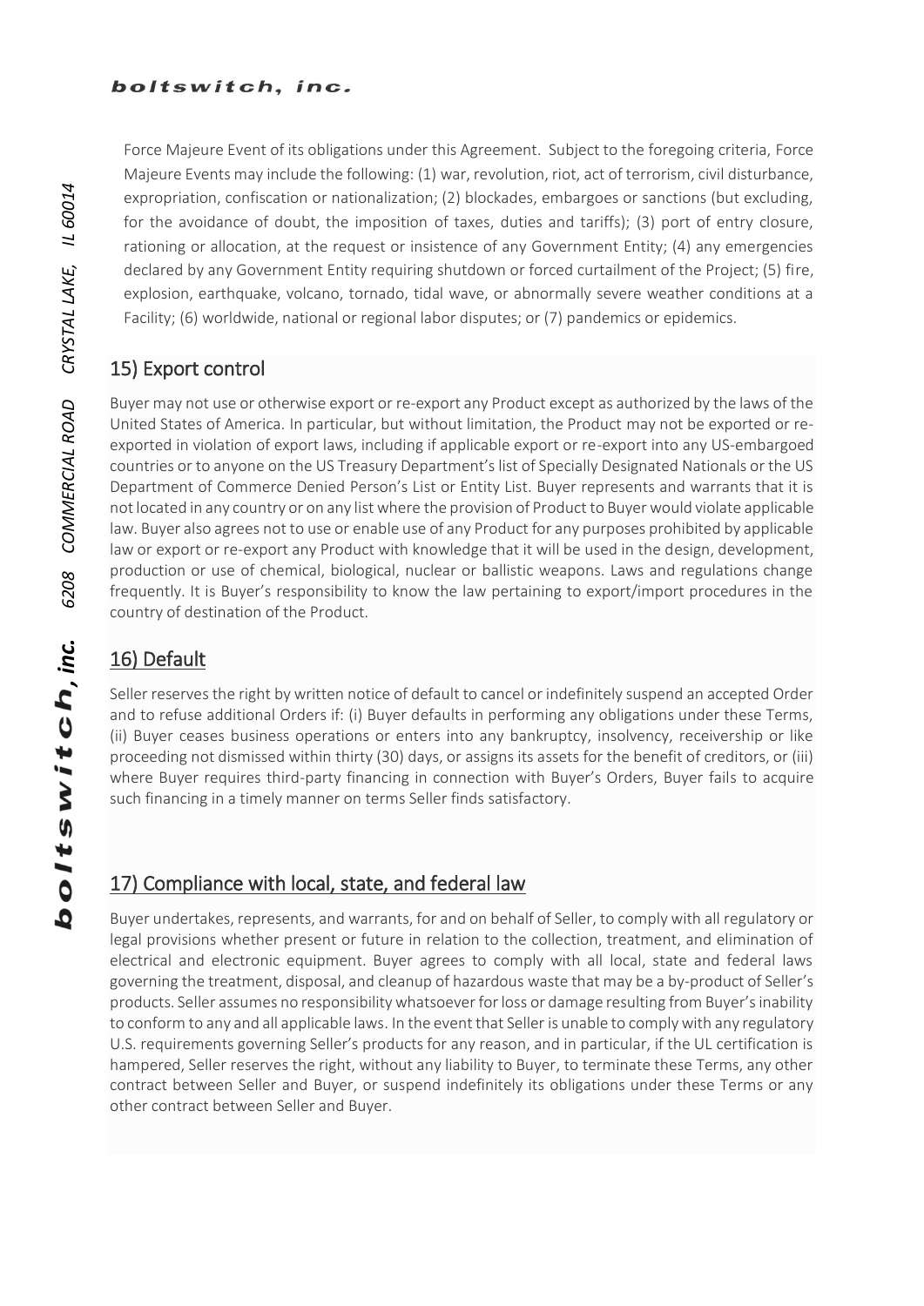Force Majeure Event of its obligations under this Agreement. Subject to the foregoing criteria, Force Majeure Events may include the following: (1) war, revolution, riot, act of terrorism, civil disturbance, expropriation, confiscation or nationalization; (2) blockades, embargoes or sanctions (but excluding, for the avoidance of doubt, the imposition of taxes, duties and tariffs); (3) port of entry closure, rationing or allocation, at the request or insistence of any Government Entity; (4) any emergencies declared by any Government Entity requiring shutdown or forced curtailment of the Project; (5) fire, explosion, earthquake, volcano, tornado, tidal wave, or abnormally severe weather conditions at a Facility; (6) worldwide, national or regional labor disputes; or (7) pandemics or epidemics.

## 15) Export control

Buyer may not use or otherwise export or re-export any Product except as authorized by the laws of the United States of America. In particular, but without limitation, the Product may not be exported or re-exported in violation of export laws, including if applicable export or re-export into any US-embargoed countries or to anyone on the US Treasury Department's list of Specially Designated Nationals or the US Department of Commerce Denied Person's List or Entity List. Buyer represents and warrants that it is not located in any country or on any list where the provision of Product to Buyer would violate applicable law. Buyer also agrees not to use or enable use of any Product for any purposes prohibited by applicable law or export or re-export any Product with knowledge that it will be used in the design, development, production or use of chemical, biological, nuclear or ballistic weapons. Laws and regulations change frequently. It is Buyer's responsibility to know the law pertaining to export/import procedures in the country of destination of the Product.

## 16) Default

Seller reserves the right by written notice of default to cancel or indefinitely suspend an accepted Order and to refuse additional Orders if: (i) Buyer defaults in performing any obligations under these Terms, (ii) Buyer ceases business operations or enters into any bankruptcy, insolvency, receivership or like proceeding not dismissed within thirty (30) days, or assigns its assets for the benefit of creditors, or (iii) where Buyer requires third-party financing in connection with Buyer's Orders, Buyer fails to acquire such financing in a timely manner on terms Seller finds satisfactory.

## 17) Compliance with local, state, and federal law

Buyer undertakes, represents, and warrants, for and on behalf of Seller, to comply with all regulatory or legal provisions whether present or future in relation to the collection, treatment, and elimination of electrical and electronic equipment. Buyer agrees to comply with all local, state and federal laws governing the treatment, disposal, and cleanup of hazardous waste that may be a by-product of Seller's products. Seller assumes no responsibility whatsoever for loss or damage resulting from Buyer's inability to conform to any and all applicable laws. In the event that Seller is unable to comply with any regulatory U.S. requirements governing Seller's products for any reason, and in particular, if the UL certification is hampered, Seller reserves the right, without any liability to Buyer, to terminate these Terms, any other contract between Seller and Buyer, or suspend indefinitely its obligations under these Terms or any other contract between Seller and Buyer.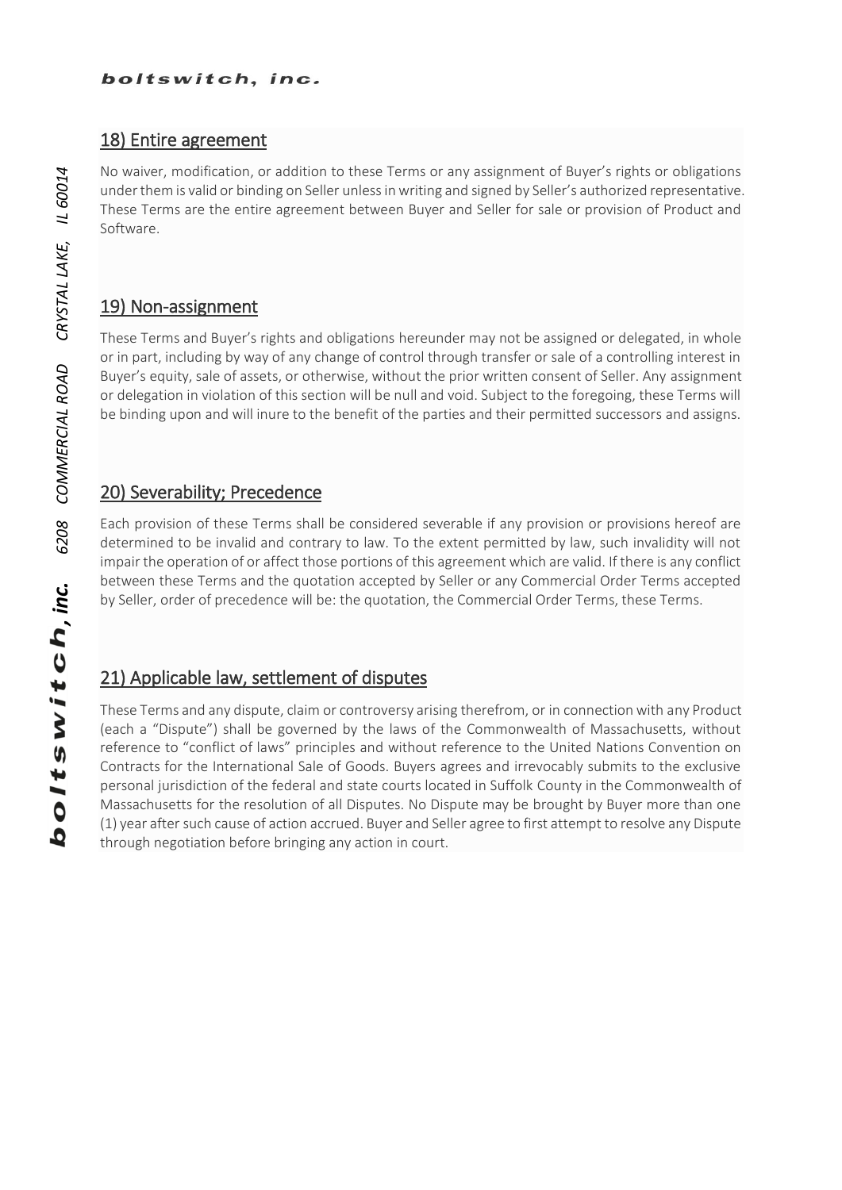## 18) Entire agreement

No waiver, modification, or addition to these Terms or any assignment of Buyer's rights or obligations under them is valid or binding on Seller unless in writing and signed by Seller's authorized representative. These Terms are the entire agreement between Buyer and Seller for sale or provision of Product and Software.

## 19) Non-assignment

These Terms and Buyer's rights and obligations hereunder may not be assigned or delegated, in whole or in part, including by way of any change of control through transfer or sale of a controlling interest in Buyer's equity, sale of assets, or otherwise, without the prior written consent of Seller. Any assignment or delegation in violation of this section will be null and void. Subject to the foregoing, these Terms will be binding upon and will inure to the benefit of the parties and their permitted successors and assigns.

## 20) Severability; Precedence

Each provision of these Terms shall be considered severable if any provision or provisions hereof are determined to be invalid and contrary to law. To the extent permitted by law, such invalidity will not impair the operation of or affect those portions of this agreement which are valid. If there is any conflict between these Terms and the quotation accepted by Seller or any Commercial Order Terms accepted by Seller, order of precedence will be: the quotation, the Commercial Order Terms, these Terms.

## 21) Applicable law, settlement of disputes

These Terms and any dispute, claim or controversy arising therefrom, or in connection with any Product (each a "Dispute") shall be governed by the laws of the Commonwealth of Massachusetts, without reference to "conflict of laws" principles and without reference to the United Nations Convention on Contracts for the International Sale of Goods. Buyers agrees and irrevocably submits to the exclusive personal jurisdiction of the federal and state courts located in Suffolk County in the Commonwealth of Massachusetts for the resolution of all Disputes. No Dispute may be brought by Buyer more than one (1) year after such cause of action accrued. Buyer and Seller agree to first attempt to resolve any Dispute through negotiation before bringing any action in court.